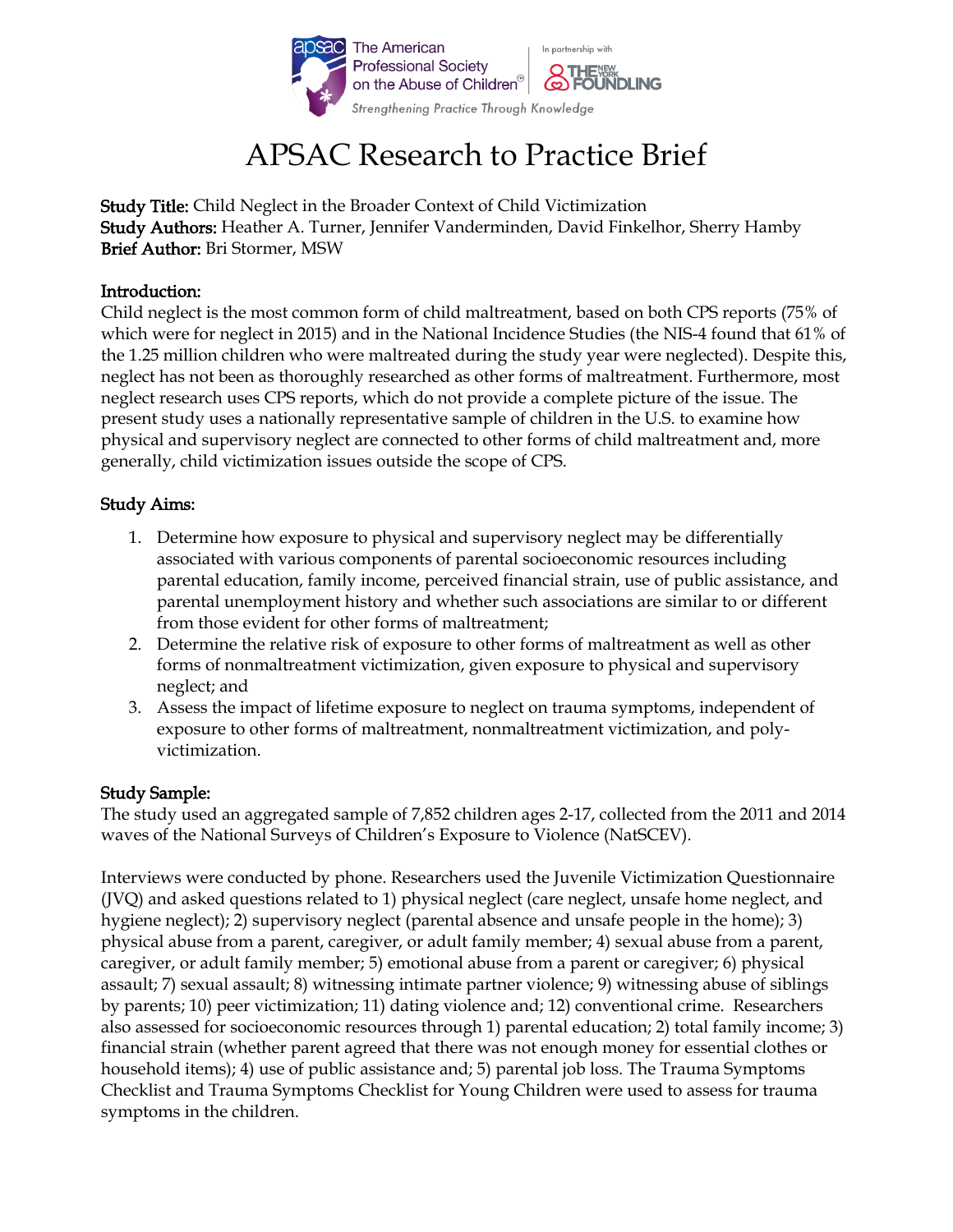# APSAC Research to Practice Brief

**Study Title:** Child Neglect in the Broader Context of Child Victimization
**Study Authors:** Heather A. Turner, Jennifer Vanderminden, David Finkelhor, Sherry Hamby
**Brief Author:** Bri Stormer, MSW

## Introduction:

Child neglect is the most common form of child maltreatment, based on both CPS reports (75% of which were for neglect in 2015) and in the National Incidence Studies (the NIS-4 found that 61% of the 1.25 million children who were maltreated during the study year were neglected). Despite this, neglect has not been as thoroughly researched as other forms of maltreatment. Furthermore, most neglect research uses CPS reports, which do not provide a complete picture of the issue. The present study uses a nationally representative sample of children in the U.S. to examine how physical and supervisory neglect are connected to other forms of child maltreatment and, more generally, child victimization issues outside the scope of CPS.

## Study Aims:

1. Determine how exposure to physical and supervisory neglect may be differentially associated with various components of parental socioeconomic resources including parental education, family income, perceived financial strain, use of public assistance, and parental unemployment history and whether such associations are similar to or different from those evident for other forms of maltreatment;
2. Determine the relative risk of exposure to other forms of maltreatment as well as other forms of nonmaltreatment victimization, given exposure to physical and supervisory neglect; and
3. Assess the impact of lifetime exposure to neglect on trauma symptoms, independent of exposure to other forms of maltreatment, nonmaltreatment victimization, and poly-victimization.

## Study Sample:

The study used an aggregated sample of 7,852 children ages 2-17, collected from the 2011 and 2014 waves of the National Surveys of Children's Exposure to Violence (NatSCEV).

Interviews were conducted by phone. Researchers used the Juvenile Victimization Questionnaire (JVQ) and asked questions related to 1) physical neglect (care neglect, unsafe home neglect, and hygiene neglect); 2) supervisory neglect (parental absence and unsafe people in the home); 3) physical abuse from a parent, caregiver, or adult family member; 4) sexual abuse from a parent, caregiver, or adult family member; 5) emotional abuse from a parent or caregiver; 6) physical assault; 7) sexual assault; 8) witnessing intimate partner violence; 9) witnessing abuse of siblings by parents; 10) peer victimization; 11) dating violence and; 12) conventional crime. Researchers also assessed for socioeconomic resources through 1) parental education; 2) total family income; 3) financial strain (whether parent agreed that there was not enough money for essential clothes or household items); 4) use of public assistance and; 5) parental job loss. The Trauma Symptoms Checklist and Trauma Symptoms Checklist for Young Children were used to assess for trauma symptoms in the children.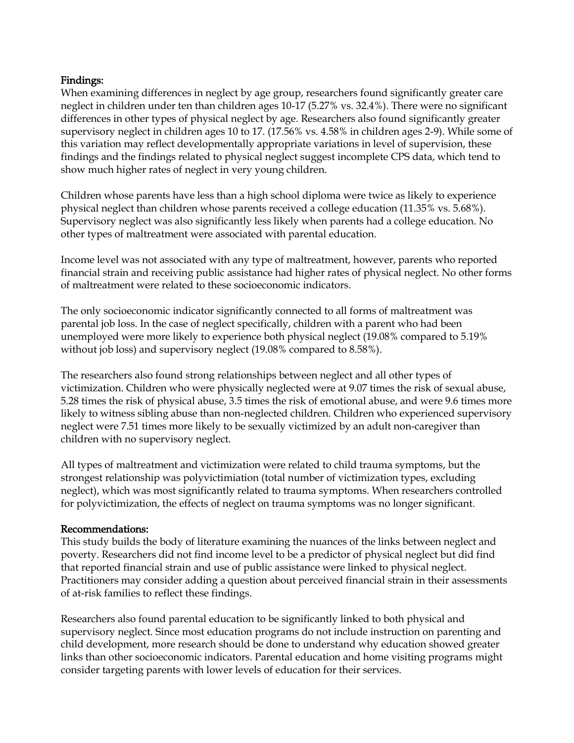**Findings:**

When examining differences in neglect by age group, researchers found significantly greater care neglect in children under ten than children ages 10-17 (5.27% vs. 32.4%). There were no significant differences in other types of physical neglect by age. Researchers also found significantly greater supervisory neglect in children ages 10 to 17. (17.56% vs. 4.58% in children ages 2-9). While some of this variation may reflect developmentally appropriate variations in level of supervision, these findings and the findings related to physical neglect suggest incomplete CPS data, which tend to show much higher rates of neglect in very young children.

Children whose parents have less than a high school diploma were twice as likely to experience physical neglect than children whose parents received a college education (11.35% vs. 5.68%). Supervisory neglect was also significantly less likely when parents had a college education. No other types of maltreatment were associated with parental education.

Income level was not associated with any type of maltreatment, however, parents who reported financial strain and receiving public assistance had higher rates of physical neglect. No other forms of maltreatment were related to these socioeconomic indicators.

The only socioeconomic indicator significantly connected to all forms of maltreatment was parental job loss. In the case of neglect specifically, children with a parent who had been unemployed were more likely to experience both physical neglect (19.08% compared to 5.19% without job loss) and supervisory neglect (19.08% compared to 8.58%).

The researchers also found strong relationships between neglect and all other types of victimization. Children who were physically neglected were at 9.07 times the risk of sexual abuse, 5.28 times the risk of physical abuse, 3.5 times the risk of emotional abuse, and were 9.6 times more likely to witness sibling abuse than non-neglected children. Children who experienced supervisory neglect were 7.51 times more likely to be sexually victimized by an adult non-caregiver than children with no supervisory neglect.

All types of maltreatment and victimization were related to child trauma symptoms, but the strongest relationship was polyvictimiation (total number of victimization types, excluding neglect), which was most significantly related to trauma symptoms. When researchers controlled for polyvictimization, the effects of neglect on trauma symptoms was no longer significant.

**Recommendations:**

This study builds the body of literature examining the nuances of the links between neglect and poverty. Researchers did not find income level to be a predictor of physical neglect but did find that reported financial strain and use of public assistance were linked to physical neglect. Practitioners may consider adding a question about perceived financial strain in their assessments of at-risk families to reflect these findings.

Researchers also found parental education to be significantly linked to both physical and supervisory neglect. Since most education programs do not include instruction on parenting and child development, more research should be done to understand why education showed greater links than other socioeconomic indicators. Parental education and home visiting programs might consider targeting parents with lower levels of education for their services.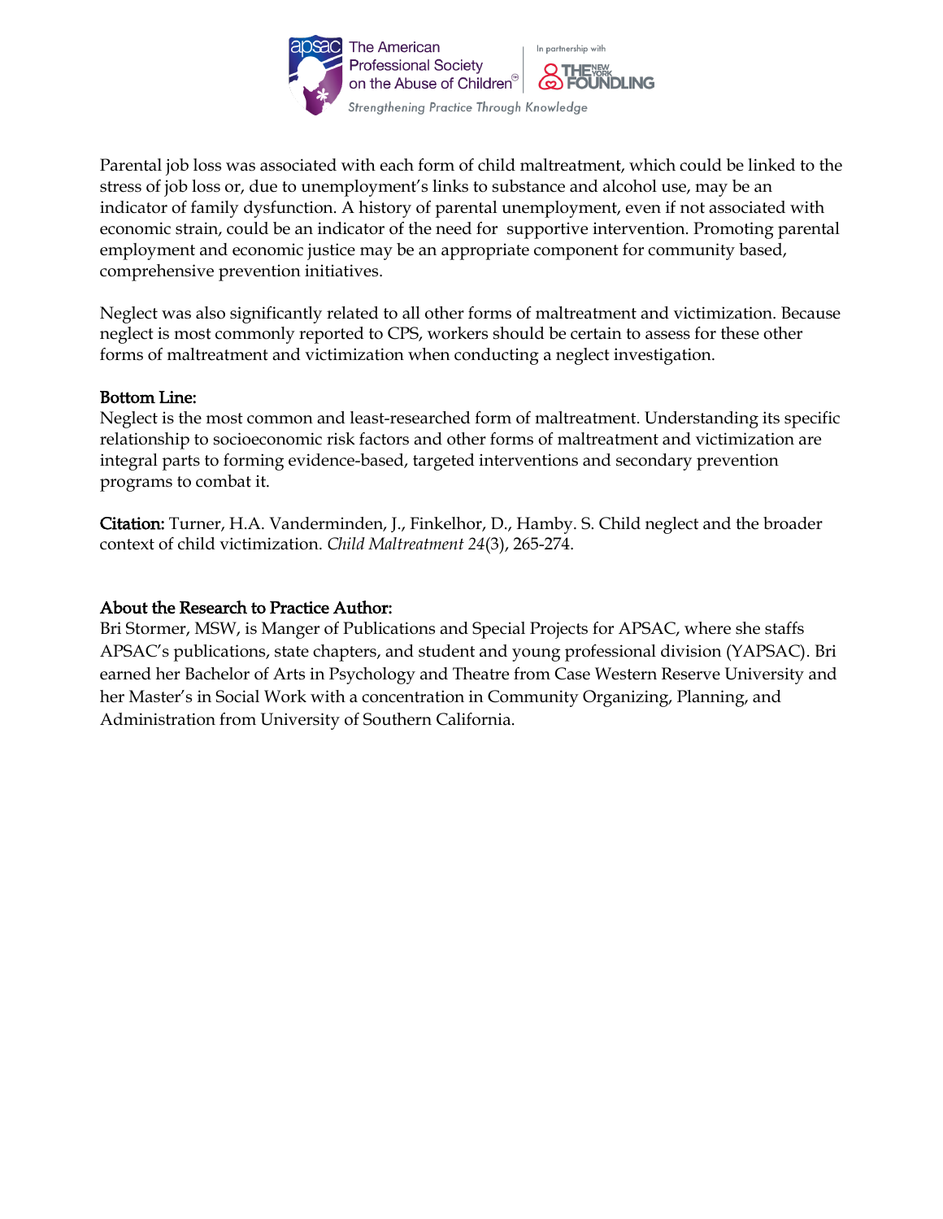Parental job loss was associated with each form of child maltreatment, which could be linked to the stress of job loss or, due to unemployment's links to substance and alcohol use, may be an indicator of family dysfunction. A history of parental unemployment, even if not associated with economic strain, could be an indicator of the need for supportive intervention. Promoting parental employment and economic justice may be an appropriate component for community based, comprehensive prevention initiatives.

Neglect was also significantly related to all other forms of maltreatment and victimization. Because neglect is most commonly reported to CPS, workers should be certain to assess for these other forms of maltreatment and victimization when conducting a neglect investigation.

**Bottom Line:**
Neglect is the most common and least-researched form of maltreatment. Understanding its specific relationship to socioeconomic risk factors and other forms of maltreatment and victimization are integral parts to forming evidence-based, targeted interventions and secondary prevention programs to combat it.

**Citation:** Turner, H.A. Vanderminden, J., Finkelhor, D., Hamby. S. Child neglect and the broader context of child victimization. *Child Maltreatment 24*(3), 265-274.

**About the Research to Practice Author:**
Bri Stormer, MSW, is Manger of Publications and Special Projects for APSAC, where she staffs APSAC's publications, state chapters, and student and young professional division (YAPSAC). Bri earned her Bachelor of Arts in Psychology and Theatre from Case Western Reserve University and her Master's in Social Work with a concentration in Community Organizing, Planning, and Administration from University of Southern California.